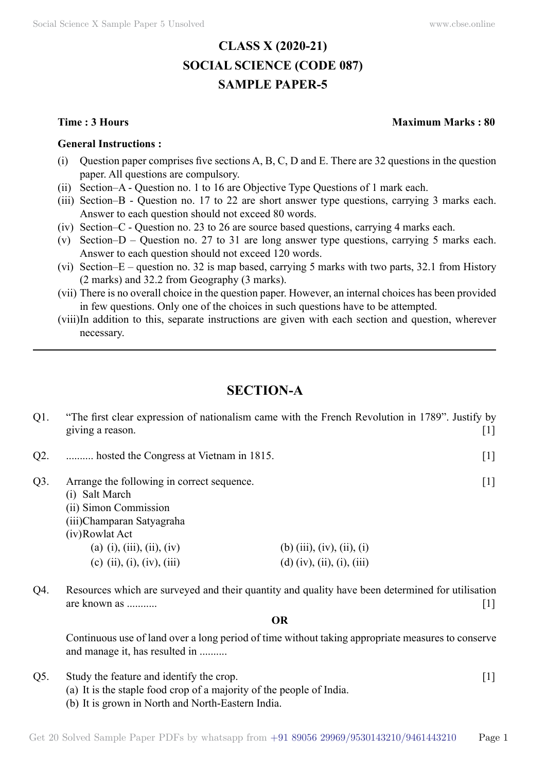# CLASS X (2020-21)
# SOCIAL SCIENCE (CODE 087)
# SAMPLE PAPER-5

**Time : 3 Hours** **Maximum Marks : 80**

**General Instructions :**

(i) Question paper comprises five sections A, B, C, D and E. There are 32 questions in the question paper. All questions are compulsory.

(ii) Section–A - Question no. 1 to 16 are Objective Type Questions of 1 mark each.

(iii) Section–B - Question no. 17 to 22 are short answer type questions, carrying 3 marks each. Answer to each question should not exceed 80 words.

(iv) Section–C - Question no. 23 to 26 are source based questions, carrying 4 marks each.

(v) Section–D – Question no. 27 to 31 are long answer type questions, carrying 5 marks each. Answer to each question should not exceed 120 words.

(vi) Section–E – question no. 32 is map based, carrying 5 marks with two parts, 32.1 from History (2 marks) and 32.2 from Geography (3 marks).

(vii) There is no overall choice in the question paper. However, an internal choices has been provided in few questions. Only one of the choices in such questions have to be attempted.

(viii) In addition to this, separate instructions are given with each section and question, wherever necessary.

---

## SECTION-A

Q1. "The first clear expression of nationalism came with the French Revolution in 1789". Justify by giving a reason. [1]

Q2. .......... hosted the Congress at Vietnam in 1815. [1]

Q3. Arrange the following in correct sequence. [1]
(i) Salt March
(ii) Simon Commission
(iii) Champaran Satyagraha
(iv) Rowlat Act

(a) (i), (iii), (ii), (iv)
(b) (iii), (iv), (ii), (i)
(c) (ii), (i), (iv), (iii)
(d) (iv), (ii), (i), (iii)

Q4. Resources which are surveyed and their quantity and quality have been determined for utilisation are known as ........... [1]

**OR**

Continuous use of land over a long period of time without taking appropriate measures to conserve and manage it, has resulted in ..........

Q5. Study the feature and identify the crop. [1]
(a) It is the staple food crop of a majority of the people of India.
(b) It is grown in North and North-Eastern India.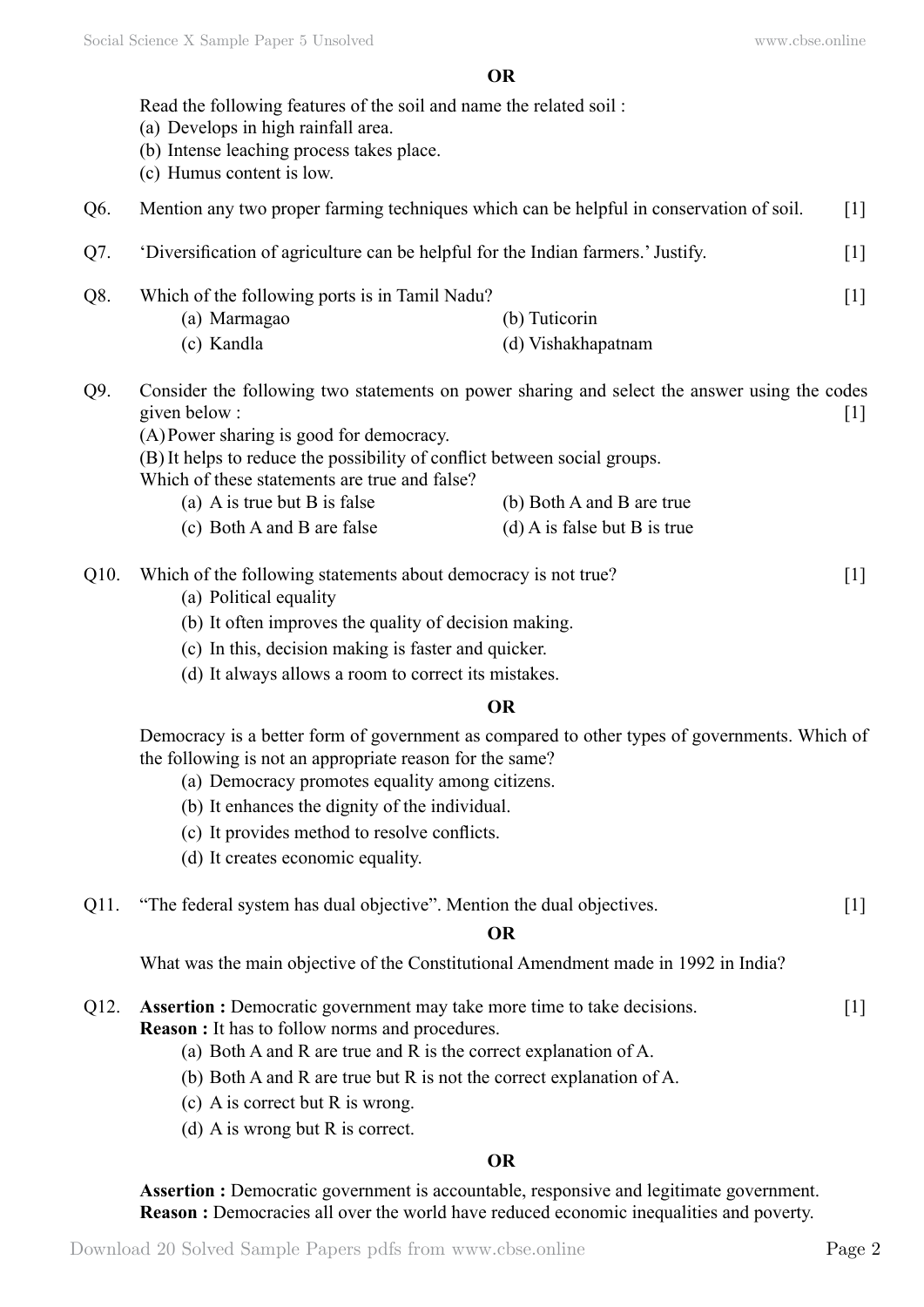**OR**

Read the following features of the soil and name the related soil :
(a) Develops in high rainfall area.
(b) Intense leaching process takes place.
(c) Humus content is low.

Q6. Mention any two proper farming techniques which can be helpful in conservation of soil. [1]

Q7. 'Diversification of agriculture can be helpful for the Indian farmers.' Justify. [1]

Q8. Which of the following ports is in Tamil Nadu? [1]

(a) Marmagao
(b) Tuticorin
(c) Kandla
(d) Vishakhapatnam

Q9. Consider the following two statements on power sharing and select the answer using the codes given below : [1]

(A) Power sharing is good for democracy.
(B) It helps to reduce the possibility of conflict between social groups.
Which of these statements are true and false?

(a) A is true but B is false
(b) Both A and B are true
(c) Both A and B are false
(d) A is false but B is true

Q10. Which of the following statements about democracy is not true? [1]

(a) Political equality
(b) It often improves the quality of decision making.
(c) In this, decision making is faster and quicker.
(d) It always allows a room to correct its mistakes.

**OR**

Democracy is a better form of government as compared to other types of governments. Which of the following is not an appropriate reason for the same?

(a) Democracy promotes equality among citizens.
(b) It enhances the dignity of the individual.
(c) It provides method to resolve conflicts.
(d) It creates economic equality.

Q11. "The federal system has dual objective". Mention the dual objectives. [1]

**OR**

What was the main objective of the Constitutional Amendment made in 1992 in India?

Q12. **Assertion :** Democratic government may take more time to take decisions. [1]
**Reason :** It has to follow norms and procedures.

(a) Both A and R are true and R is the correct explanation of A.
(b) Both A and R are true but R is not the correct explanation of A.
(c) A is correct but R is wrong.
(d) A is wrong but R is correct.

**OR**

**Assertion :** Democratic government is accountable, responsive and legitimate government.
**Reason :** Democracies all over the world have reduced economic inequalities and poverty.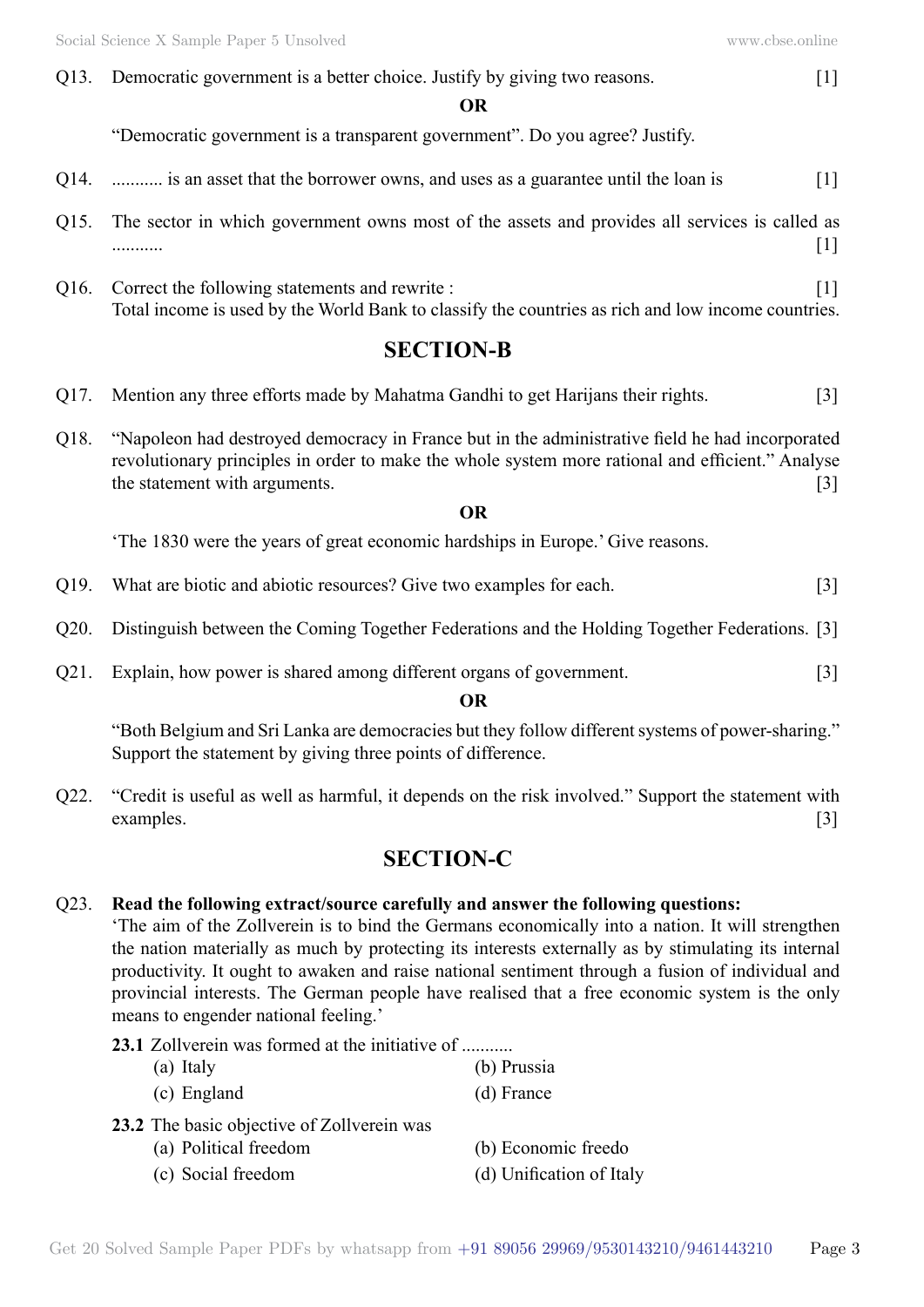Q13. Democratic government is a better choice. Justify by giving two reasons. [1]

**OR**

"Democratic government is a transparent government". Do you agree? Justify.

Q14. ........... is an asset that the borrower owns, and uses as a guarantee until the loan is [1]

Q15. The sector in which government owns most of the assets and provides all services is called as ........... [1]

Q16. Correct the following statements and rewrite : [1]
Total income is used by the World Bank to classify the countries as rich and low income countries.

## SECTION-B

Q17. Mention any three efforts made by Mahatma Gandhi to get Harijans their rights. [3]

Q18. "Napoleon had destroyed democracy in France but in the administrative field he had incorporated revolutionary principles in order to make the whole system more rational and efficient." Analyse the statement with arguments. [3]

**OR**

'The 1830 were the years of great economic hardships in Europe.' Give reasons.

Q19. What are biotic and abiotic resources? Give two examples for each. [3]

Q20. Distinguish between the Coming Together Federations and the Holding Together Federations. [3]

Q21. Explain, how power is shared among different organs of government. [3]

**OR**

"Both Belgium and Sri Lanka are democracies but they follow different systems of power-sharing." Support the statement by giving three points of difference.

Q22. "Credit is useful as well as harmful, it depends on the risk involved." Support the statement with examples. [3]

## SECTION-C

Q23. **Read the following extract/source carefully and answer the following questions:**
'The aim of the Zollverein is to bind the Germans economically into a nation. It will strengthen the nation materially as much by protecting its interests externally as by stimulating its internal productivity. It ought to awaken and raise national sentiment through a fusion of individual and provincial interests. The German people have realised that a free economic system is the only means to engender national feeling.'

**23.1** Zollverein was formed at the initiative of ...........

(a) Italy
(b) Prussia
(c) England
(d) France

**23.2** The basic objective of Zollverein was

(a) Political freedom
(b) Economic freedo
(c) Social freedom
(d) Unification of Italy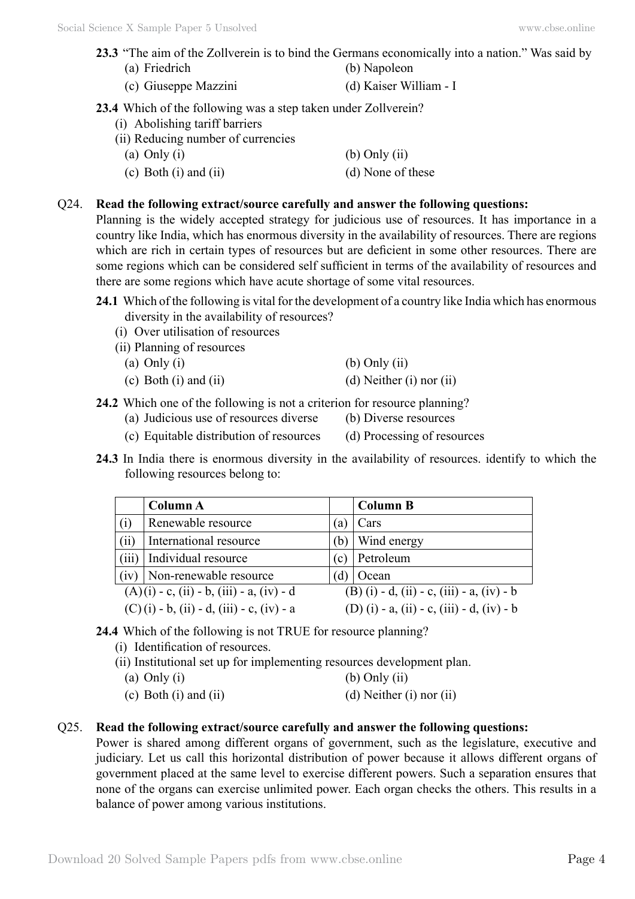**23.3** "The aim of the Zollverein is to bind the Germans economically into a nation." Was said by

(a) Friedrich (b) Napoleon

(c) Giuseppe Mazzini (d) Kaiser William - I

**23.4** Which of the following was a step taken under Zollverein?

(i) Abolishing tariff barriers

(ii) Reducing number of currencies

(a) Only (i) (b) Only (ii)

(c) Both (i) and (ii) (d) None of these

Q24. **Read the following extract/source carefully and answer the following questions:**

Planning is the widely accepted strategy for judicious use of resources. It has importance in a country like India, which has enormous diversity in the availability of resources. There are regions which are rich in certain types of resources but are deficient in some other resources. There are some regions which can be considered self sufficient in terms of the availability of resources and there are some regions which have acute shortage of some vital resources.

**24.1** Which of the following is vital for the development of a country like India which has enormous diversity in the availability of resources?

(i) Over utilisation of resources

(ii) Planning of resources

(a) Only (i) (b) Only (ii)

(c) Both (i) and (ii) (d) Neither (i) nor (ii)

**24.2** Which one of the following is not a criterion for resource planning?

(a) Judicious use of resources diverse (b) Diverse resources

(c) Equitable distribution of resources (d) Processing of resources

**24.3** In India there is enormous diversity in the availability of resources. identify to which the following resources belong to:

| | Column A | | Column B |
|---|---|---|---|
| (i) | Renewable resource | (a) | Cars |
| (ii) | International resource | (b) | Wind energy |
| (iii) | Individual resource | (c) | Petroleum |
| (iv) | Non-renewable resource | (d) | Ocean |

(A) (i) - c, (ii) - b, (iii) - a, (iv) - d (B) (i) - d, (ii) - c, (iii) - a, (iv) - b

(C) (i) - b, (ii) - d, (iii) - c, (iv) - a (D) (i) - a, (ii) - c, (iii) - d, (iv) - b

**24.4** Which of the following is not TRUE for resource planning?

(i) Identification of resources.

(ii) Institutional set up for implementing resources development plan.

(a) Only (i) (b) Only (ii)

(c) Both (i) and (ii) (d) Neither (i) nor (ii)

Q25. **Read the following extract/source carefully and answer the following questions:**

Power is shared among different organs of government, such as the legislature, executive and judiciary. Let us call this horizontal distribution of power because it allows different organs of government placed at the same level to exercise different powers. Such a separation ensures that none of the organs can exercise unlimited power. Each organ checks the others. This results in a balance of power among various institutions.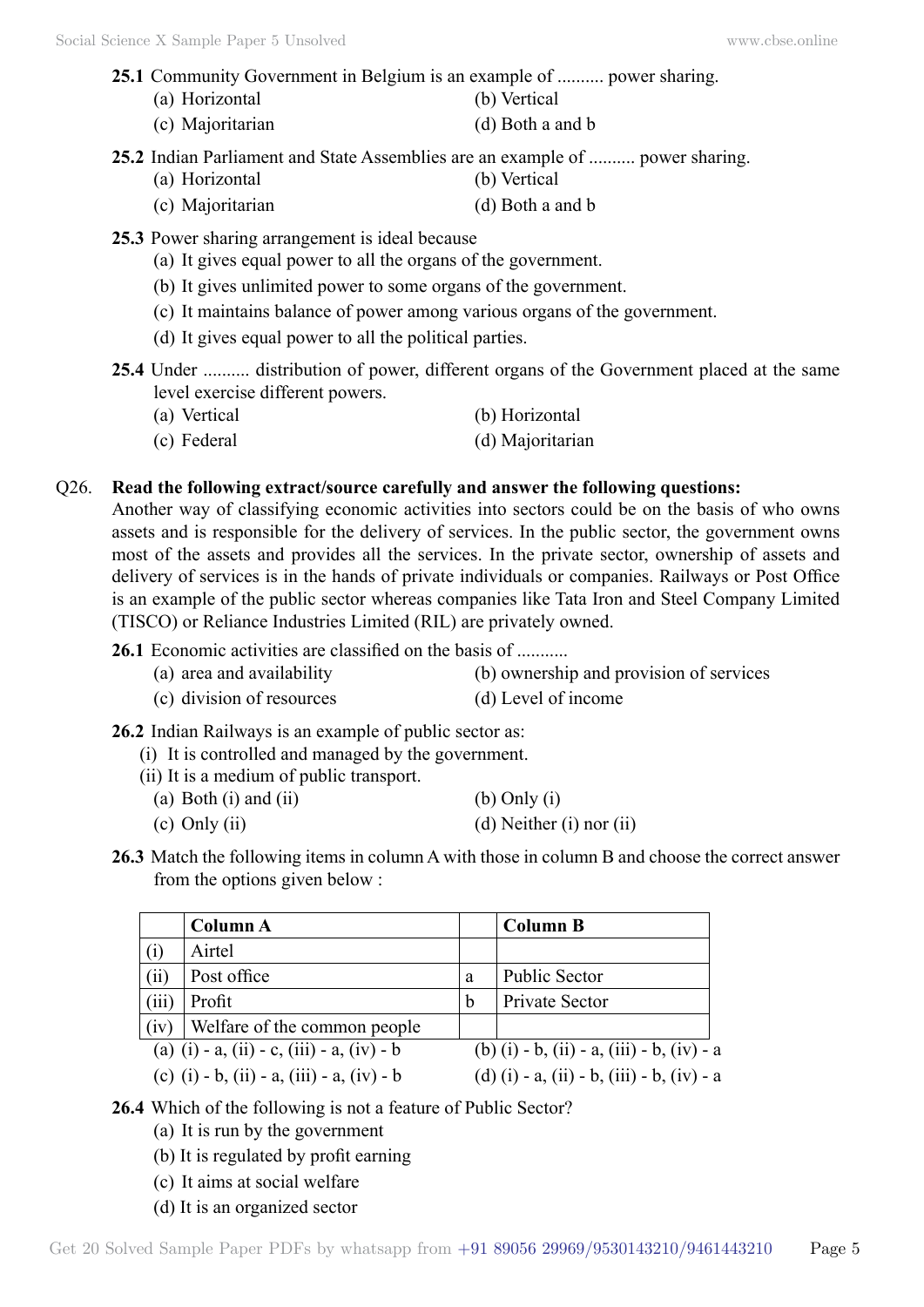**25.1** Community Government in Belgium is an example of .......... power sharing.

(a) Horizontal  
(b) Vertical  
(c) Majoritarian  
(d) Both a and b

**25.2** Indian Parliament and State Assemblies are an example of .......... power sharing.

(a) Horizontal  
(b) Vertical  
(c) Majoritarian  
(d) Both a and b

**25.3** Power sharing arrangement is ideal because

(a) It gives equal power to all the organs of the government.  
(b) It gives unlimited power to some organs of the government.  
(c) It maintains balance of power among various organs of the government.  
(d) It gives equal power to all the political parties.

**25.4** Under .......... distribution of power, different organs of the Government placed at the same level exercise different powers.

(a) Vertical  
(b) Horizontal  
(c) Federal  
(d) Majoritarian

Q26. **Read the following extract/source carefully and answer the following questions:**

Another way of classifying economic activities into sectors could be on the basis of who owns assets and is responsible for the delivery of services. In the public sector, the government owns most of the assets and provides all the services. In the private sector, ownership of assets and delivery of services is in the hands of private individuals or companies. Railways or Post Office is an example of the public sector whereas companies like Tata Iron and Steel Company Limited (TISCO) or Reliance Industries Limited (RIL) are privately owned.

**26.1** Economic activities are classified on the basis of ...........

(a) area and availability  
(b) ownership and provision of services  
(c) division of resources  
(d) Level of income

**26.2** Indian Railways is an example of public sector as:

(i) It is controlled and managed by the government.  
(ii) It is a medium of public transport.

(a) Both (i) and (ii)  
(b) Only (i)  
(c) Only (ii)  
(d) Neither (i) nor (ii)

**26.3** Match the following items in column A with those in column B and choose the correct answer from the options given below :

| | Column A | | Column B |
|---|---|---|---|
| (i) | Airtel | | |
| (ii) | Post office | a | Public Sector |
| (iii) | Profit | b | Private Sector |
| (iv) | Welfare of the common people | | |

(a) (i) - a, (ii) - c, (iii) - a, (iv) - b  
(b) (i) - b, (ii) - a, (iii) - b, (iv) - a  
(c) (i) - b, (ii) - a, (iii) - a, (iv) - b  
(d) (i) - a, (ii) - b, (iii) - b, (iv) - a

**26.4** Which of the following is not a feature of Public Sector?

(a) It is run by the government  
(b) It is regulated by profit earning  
(c) It aims at social welfare  
(d) It is an organized sector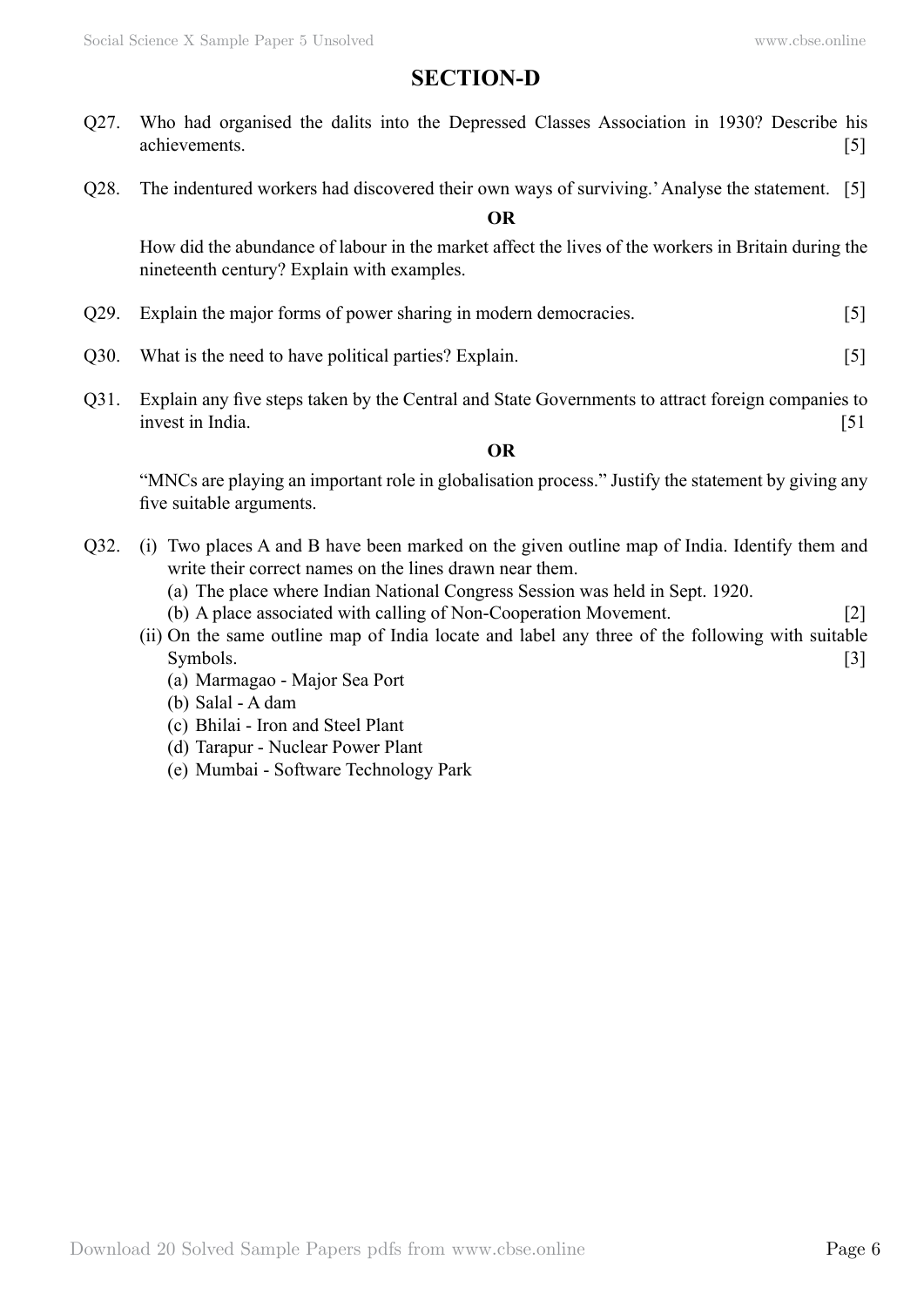## SECTION-D

Q27. Who had organised the dalits into the Depressed Classes Association in 1930? Describe his achievements. [5]

Q28. The indentured workers had discovered their own ways of surviving.' Analyse the statement. [5]

**OR**

How did the abundance of labour in the market affect the lives of the workers in Britain during the nineteenth century? Explain with examples.

Q29. Explain the major forms of power sharing in modern democracies. [5]

Q30. What is the need to have political parties? Explain. [5]

Q31. Explain any five steps taken by the Central and State Governments to attract foreign companies to invest in India. [51

**OR**

"MNCs are playing an important role in globalisation process." Justify the statement by giving any five suitable arguments.

Q32. (i) Two places A and B have been marked on the given outline map of India. Identify them and write their correct names on the lines drawn near them.

(a) The place where Indian National Congress Session was held in Sept. 1920.

(b) A place associated with calling of Non-Cooperation Movement. [2]

(ii) On the same outline map of India locate and label any three of the following with suitable Symbols. [3]

(a) Marmagao - Major Sea Port

(b) Salal - A dam

(c) Bhilai - Iron and Steel Plant

(d) Tarapur - Nuclear Power Plant

(e) Mumbai - Software Technology Park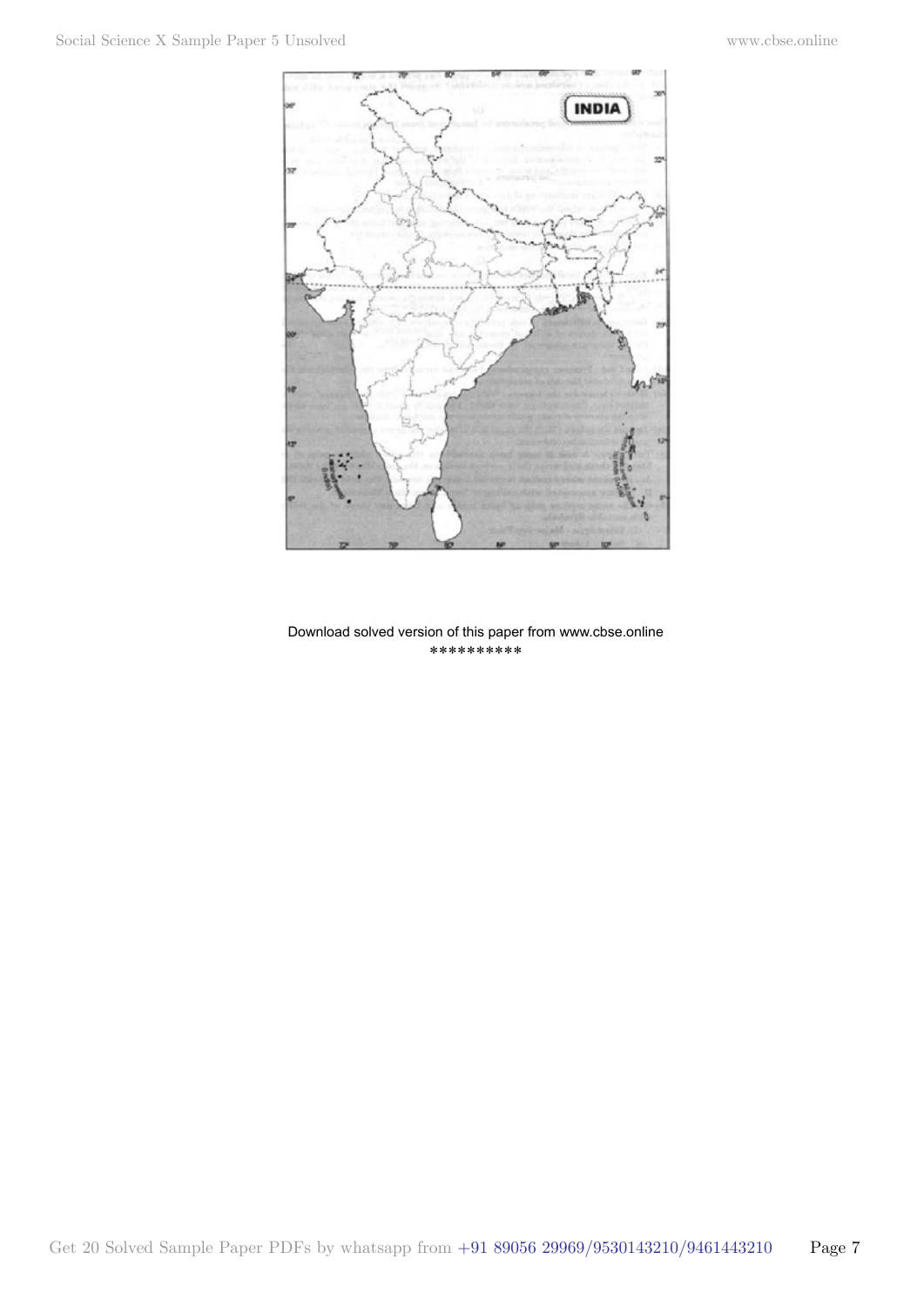Download solved version of this paper from www.cbse.online

**********